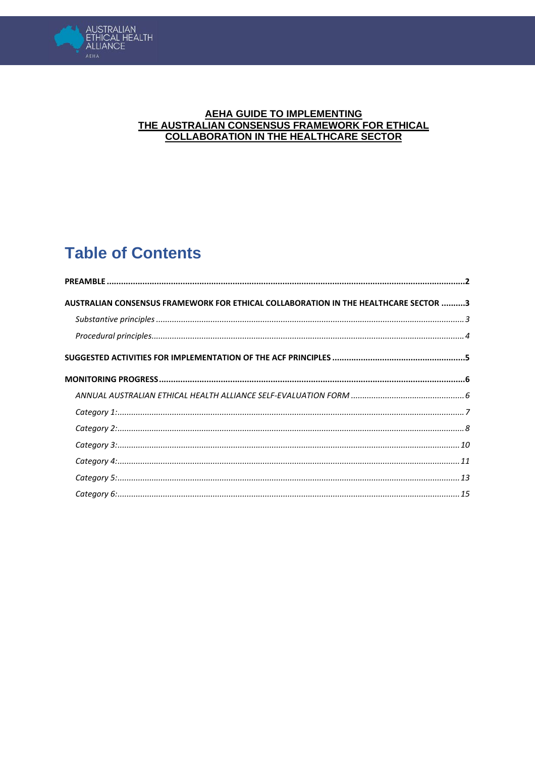**AEHA GUIDE TO IMPLEMENTING**
**THE AUSTRALIAN CONSENSUS FRAMEWORK FOR ETHICAL COLLABORATION IN THE HEALTHCARE SECTOR**

# Table of Contents

**PREAMBLE** ..... **2**

**AUSTRALIAN CONSENSUS FRAMEWORK FOR ETHICAL COLLABORATION IN THE HEALTHCARE SECTOR** ..... **3**

- *Substantive principles* ..... *3*
- *Procedural principles* ..... *4*

**SUGGESTED ACTIVITIES FOR IMPLEMENTATION OF THE ACF PRINCIPLES** ..... **5**

**MONITORING PROGRESS** ..... **6**

- *ANNUAL AUSTRALIAN ETHICAL HEALTH ALLIANCE SELF-EVALUATION FORM* ..... *6*
- *Category 1:* ..... *7*
- *Category 2:* ..... *8*
- *Category 3:* ..... *10*
- *Category 4:* ..... *11*
- *Category 5:* ..... *13*
- *Category 6:* ..... *15*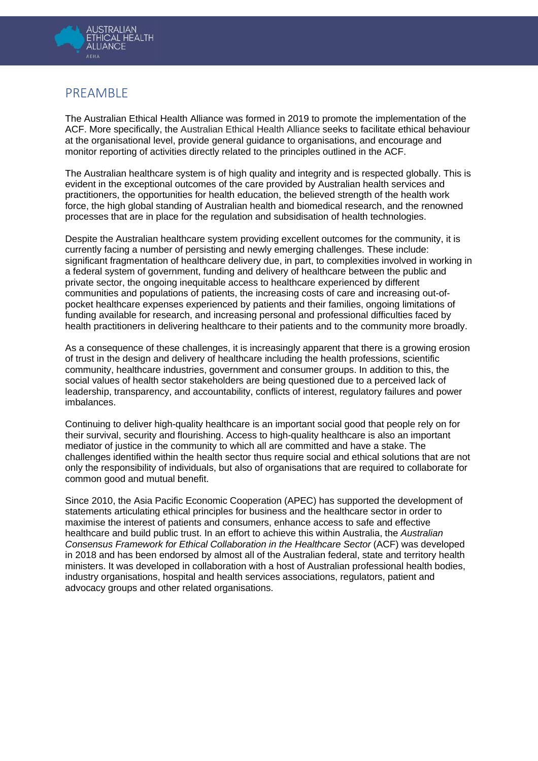# PREAMBLE

The Australian Ethical Health Alliance was formed in 2019 to promote the implementation of the ACF. More specifically, the Australian Ethical Health Alliance seeks to facilitate ethical behaviour at the organisational level, provide general guidance to organisations, and encourage and monitor reporting of activities directly related to the principles outlined in the ACF.

The Australian healthcare system is of high quality and integrity and is respected globally. This is evident in the exceptional outcomes of the care provided by Australian health services and practitioners, the opportunities for health education, the believed strength of the health work force, the high global standing of Australian health and biomedical research, and the renowned processes that are in place for the regulation and subsidisation of health technologies.

Despite the Australian healthcare system providing excellent outcomes for the community, it is currently facing a number of persisting and newly emerging challenges. These include: significant fragmentation of healthcare delivery due, in part, to complexities involved in working in a federal system of government, funding and delivery of healthcare between the public and private sector, the ongoing inequitable access to healthcare experienced by different communities and populations of patients, the increasing costs of care and increasing out-of-pocket healthcare expenses experienced by patients and their families, ongoing limitations of funding available for research, and increasing personal and professional difficulties faced by health practitioners in delivering healthcare to their patients and to the community more broadly.

As a consequence of these challenges, it is increasingly apparent that there is a growing erosion of trust in the design and delivery of healthcare including the health professions, scientific community, healthcare industries, government and consumer groups. In addition to this, the social values of health sector stakeholders are being questioned due to a perceived lack of leadership, transparency, and accountability, conflicts of interest, regulatory failures and power imbalances.

Continuing to deliver high-quality healthcare is an important social good that people rely on for their survival, security and flourishing. Access to high-quality healthcare is also an important mediator of justice in the community to which all are committed and have a stake. The challenges identified within the health sector thus require social and ethical solutions that are not only the responsibility of individuals, but also of organisations that are required to collaborate for common good and mutual benefit.

Since 2010, the Asia Pacific Economic Cooperation (APEC) has supported the development of statements articulating ethical principles for business and the healthcare sector in order to maximise the interest of patients and consumers, enhance access to safe and effective healthcare and build public trust. In an effort to achieve this within Australia, the *Australian Consensus Framework for Ethical Collaboration in the Healthcare Sector* (ACF) was developed in 2018 and has been endorsed by almost all of the Australian federal, state and territory health ministers. It was developed in collaboration with a host of Australian professional health bodies, industry organisations, hospital and health services associations, regulators, patient and advocacy groups and other related organisations.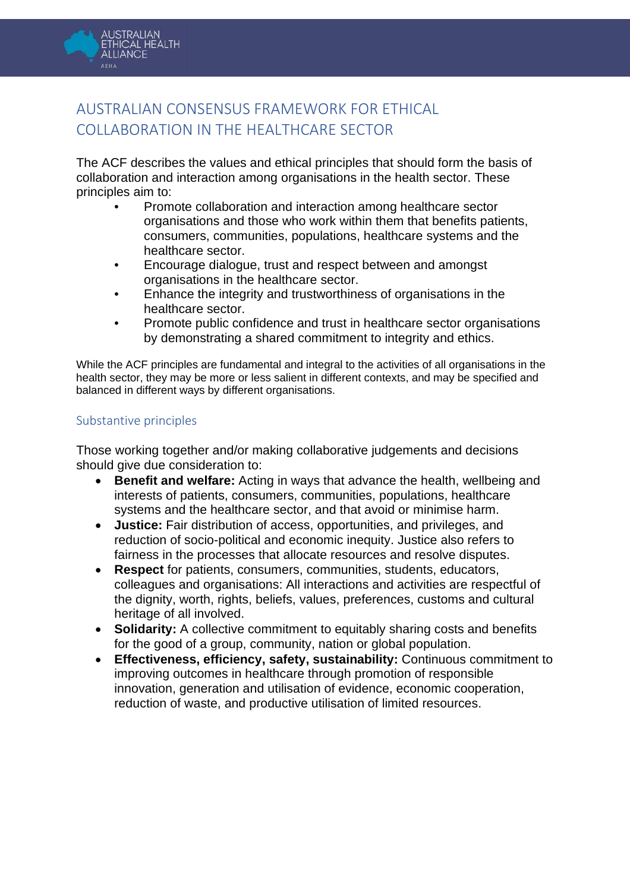# AUSTRALIAN CONSENSUS FRAMEWORK FOR ETHICAL COLLABORATION IN THE HEALTHCARE SECTOR

The ACF describes the values and ethical principles that should form the basis of collaboration and interaction among organisations in the health sector. These principles aim to:

- Promote collaboration and interaction among healthcare sector organisations and those who work within them that benefits patients, consumers, communities, populations, healthcare systems and the healthcare sector.
- Encourage dialogue, trust and respect between and amongst organisations in the healthcare sector.
- Enhance the integrity and trustworthiness of organisations in the healthcare sector.
- Promote public confidence and trust in healthcare sector organisations by demonstrating a shared commitment to integrity and ethics.

While the ACF principles are fundamental and integral to the activities of all organisations in the health sector, they may be more or less salient in different contexts, and may be specified and balanced in different ways by different organisations.

## Substantive principles

Those working together and/or making collaborative judgements and decisions should give due consideration to:

- **Benefit and welfare:** Acting in ways that advance the health, wellbeing and interests of patients, consumers, communities, populations, healthcare systems and the healthcare sector, and that avoid or minimise harm.
- **Justice:** Fair distribution of access, opportunities, and privileges, and reduction of socio-political and economic inequity. Justice also refers to fairness in the processes that allocate resources and resolve disputes.
- **Respect** for patients, consumers, communities, students, educators, colleagues and organisations: All interactions and activities are respectful of the dignity, worth, rights, beliefs, values, preferences, customs and cultural heritage of all involved.
- **Solidarity:** A collective commitment to equitably sharing costs and benefits for the good of a group, community, nation or global population.
- **Effectiveness, efficiency, safety, sustainability:** Continuous commitment to improving outcomes in healthcare through promotion of responsible innovation, generation and utilisation of evidence, economic cooperation, reduction of waste, and productive utilisation of limited resources.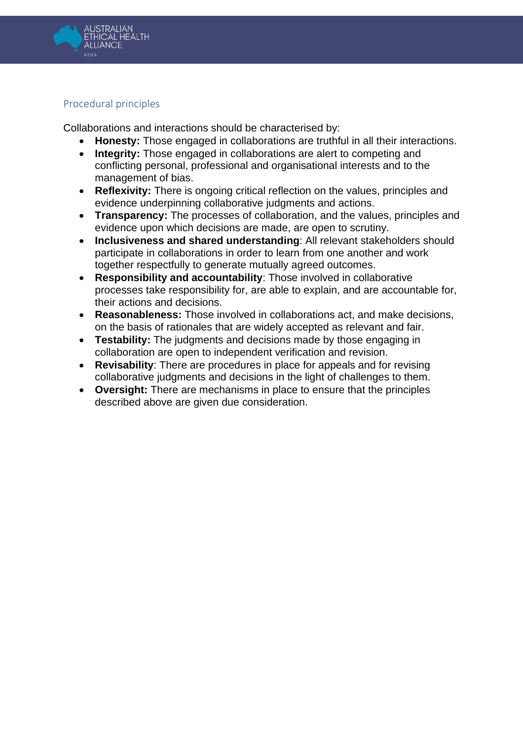## Procedural principles

Collaborations and interactions should be characterised by:

- **Honesty:** Those engaged in collaborations are truthful in all their interactions.
- **Integrity:** Those engaged in collaborations are alert to competing and conflicting personal, professional and organisational interests and to the management of bias.
- **Reflexivity:** There is ongoing critical reflection on the values, principles and evidence underpinning collaborative judgments and actions.
- **Transparency:** The processes of collaboration, and the values, principles and evidence upon which decisions are made, are open to scrutiny.
- **Inclusiveness and shared understanding**: All relevant stakeholders should participate in collaborations in order to learn from one another and work together respectfully to generate mutually agreed outcomes.
- **Responsibility and accountability**: Those involved in collaborative processes take responsibility for, are able to explain, and are accountable for, their actions and decisions.
- **Reasonableness:** Those involved in collaborations act, and make decisions, on the basis of rationales that are widely accepted as relevant and fair.
- **Testability:** The judgments and decisions made by those engaging in collaboration are open to independent verification and revision.
- **Revisability**: There are procedures in place for appeals and for revising collaborative judgments and decisions in the light of challenges to them.
- **Oversight:** There are mechanisms in place to ensure that the principles described above are given due consideration.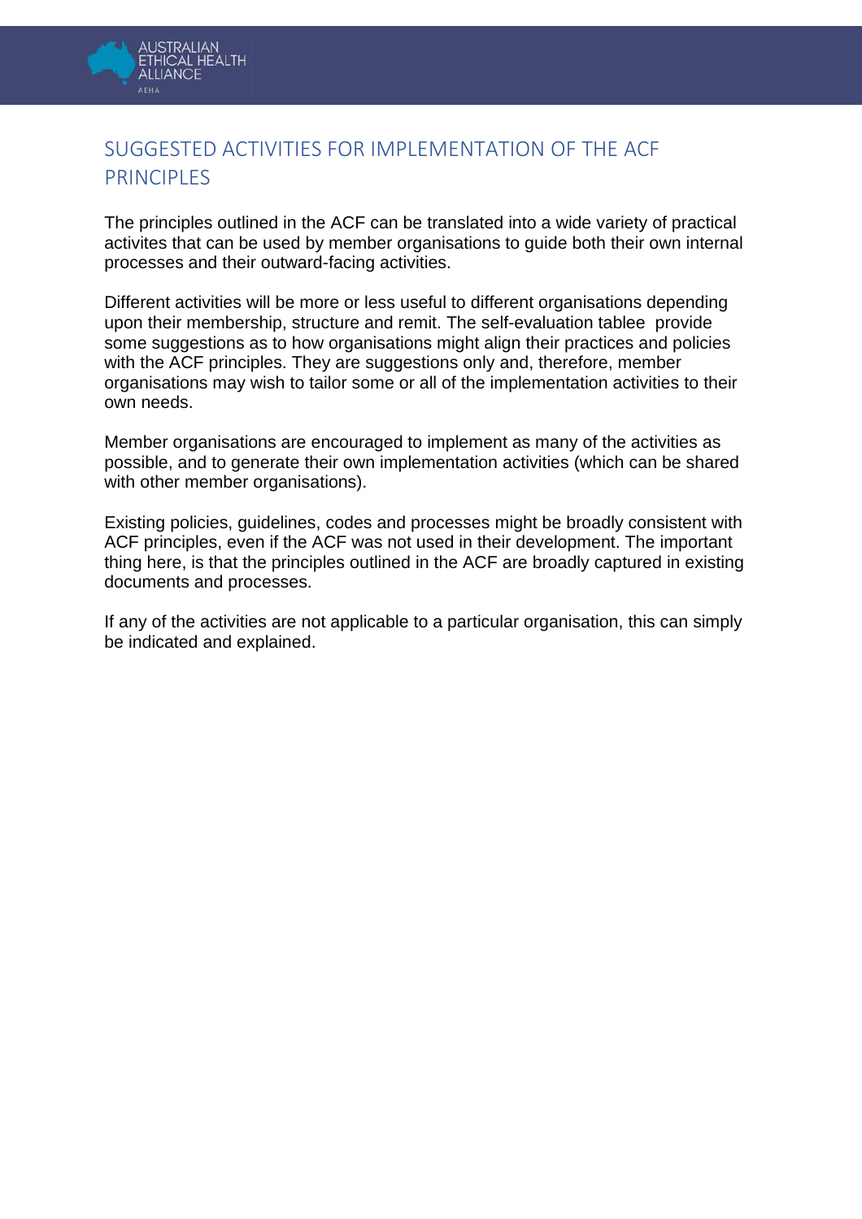# SUGGESTED ACTIVITIES FOR IMPLEMENTATION OF THE ACF PRINCIPLES

The principles outlined in the ACF can be translated into a wide variety of practical activites that can be used by member organisations to guide both their own internal processes and their outward-facing activities.

Different activities will be more or less useful to different organisations depending upon their membership, structure and remit. The self-evaluation tablee provide some suggestions as to how organisations might align their practices and policies with the ACF principles. They are suggestions only and, therefore, member organisations may wish to tailor some or all of the implementation activities to their own needs.

Member organisations are encouraged to implement as many of the activities as possible, and to generate their own implementation activities (which can be shared with other member organisations).

Existing policies, guidelines, codes and processes might be broadly consistent with ACF principles, even if the ACF was not used in their development. The important thing here, is that the principles outlined in the ACF are broadly captured in existing documents and processes.

If any of the activities are not applicable to a particular organisation, this can simply be indicated and explained.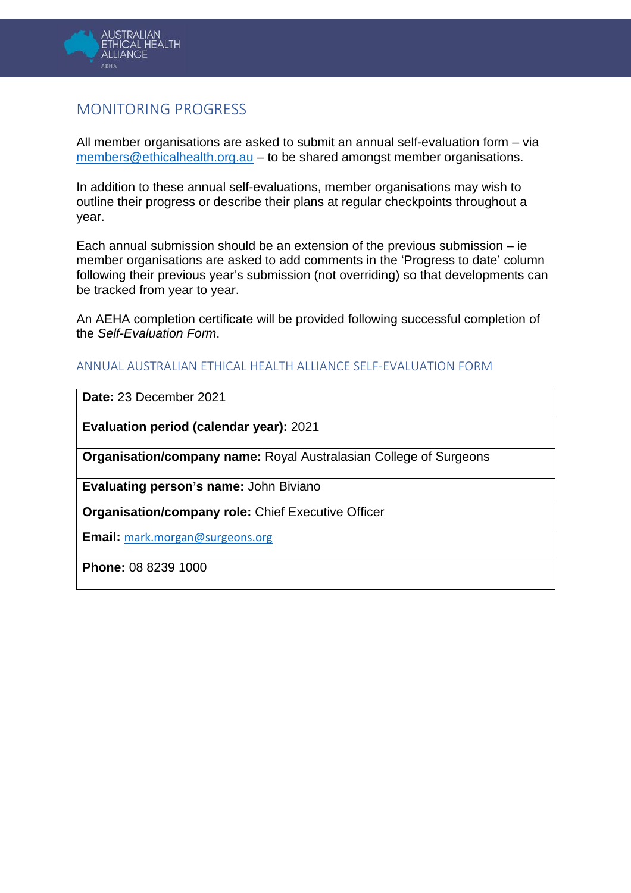## MONITORING PROGRESS

All member organisations are asked to submit an annual self-evaluation form – via [members@ethicalhealth.org.au](mailto:members@ethicalhealth.org.au) – to be shared amongst member organisations.

In addition to these annual self-evaluations, member organisations may wish to outline their progress or describe their plans at regular checkpoints throughout a year.

Each annual submission should be an extension of the previous submission – ie member organisations are asked to add comments in the 'Progress to date' column following their previous year's submission (not overriding) so that developments can be tracked from year to year.

An AEHA completion certificate will be provided following successful completion of the *Self-Evaluation Form*.

### ANNUAL AUSTRALIAN ETHICAL HEALTH ALLIANCE SELF-EVALUATION FORM

| |
|---|
| **Date:** 23 December 2021 |
| **Evaluation period (calendar year):** 2021 |
| **Organisation/company name:** Royal Australasian College of Surgeons |
| **Evaluating person's name:** John Biviano |
| **Organisation/company role:** Chief Executive Officer |
| **Email:** [mark.morgan@surgeons.org](mailto:mark.morgan@surgeons.org) |
| **Phone:** 08 8239 1000 |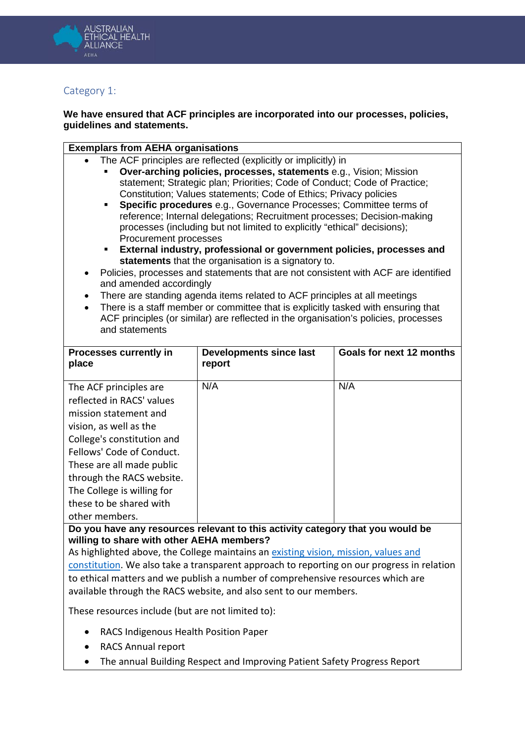## Category 1:

**We have ensured that ACF principles are incorporated into our processes, policies, guidelines and statements.**

**Exemplars from AEHA organisations**

- The ACF principles are reflected (explicitly or implicitly) in
  - **Over-arching policies, processes, statements** e.g., Vision; Mission statement; Strategic plan; Priorities; Code of Conduct; Code of Practice; Constitution; Values statements; Code of Ethics; Privacy policies
  - **Specific procedures** e.g., Governance Processes; Committee terms of reference; Internal delegations; Recruitment processes; Decision-making processes (including but not limited to explicitly "ethical" decisions); Procurement processes
  - **External industry, professional or government policies, processes and statements** that the organisation is a signatory to.
- Policies, processes and statements that are not consistent with ACF are identified and amended accordingly
- There are standing agenda items related to ACF principles at all meetings
- There is a staff member or committee that is explicitly tasked with ensuring that ACF principles (or similar) are reflected in the organisation's policies, processes and statements

| Processes currently in place | Developments since last report | Goals for next 12 months |
|---|---|---|
| The ACF principles are reflected in RACS' values mission statement and vision, as well as the College's constitution and Fellows' Code of Conduct. These are all made public through the RACS website. The College is willing for these to be shared with other members. | N/A | N/A |

**Do you have any resources relevant to this activity category that you would be willing to share with other AEHA members?**

As highlighted above, the College maintains an existing vision, mission, values and constitution. We also take a transparent approach to reporting on our progress in relation to ethical matters and we publish a number of comprehensive resources which are available through the RACS website, and also sent to our members.

These resources include (but are not limited to):

- RACS Indigenous Health Position Paper
- RACS Annual report
- The annual Building Respect and Improving Patient Safety Progress Report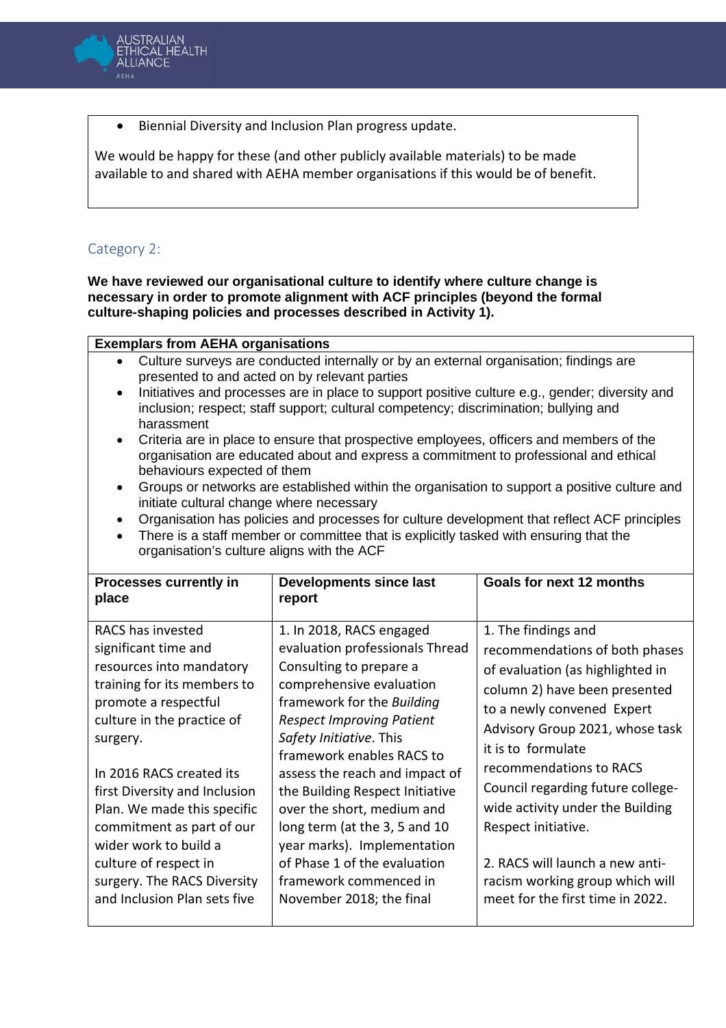- Biennial Diversity and Inclusion Plan progress update.

We would be happy for these (and other publicly available materials) to be made available to and shared with AEHA member organisations if this would be of benefit.

## Category 2:

**We have reviewed our organisational culture to identify where culture change is necessary in order to promote alignment with ACF principles (beyond the formal culture-shaping policies and processes described in Activity 1).**

**Exemplars from AEHA organisations**

- Culture surveys are conducted internally or by an external organisation; findings are presented to and acted on by relevant parties
- Initiatives and processes are in place to support positive culture e.g., gender; diversity and inclusion; respect; staff support; cultural competency; discrimination; bullying and harassment
- Criteria are in place to ensure that prospective employees, officers and members of the organisation are educated about and express a commitment to professional and ethical behaviours expected of them
- Groups or networks are established within the organisation to support a positive culture and initiate cultural change where necessary
- Organisation has policies and processes for culture development that reflect ACF principles
- There is a staff member or committee that is explicitly tasked with ensuring that the organisation's culture aligns with the ACF

| Processes currently in place | Developments since last report | Goals for next 12 months |
|---|---|---|
| RACS has invested significant time and resources into mandatory training for its members to promote a respectful culture in the practice of surgery.<br><br>In 2016 RACS created its first Diversity and Inclusion Plan. We made this specific commitment as part of our wider work to build a culture of respect in surgery. The RACS Diversity and Inclusion Plan sets five | 1. In 2018, RACS engaged evaluation professionals Thread Consulting to prepare a comprehensive evaluation framework for the *Building Respect Improving Patient Safety Initiative*. This framework enables RACS to assess the reach and impact of the Building Respect Initiative over the short, medium and long term (at the 3, 5 and 10 year marks). Implementation of Phase 1 of the evaluation framework commenced in November 2018; the final | 1. The findings and recommendations of both phases of evaluation (as highlighted in column 2) have been presented to a newly convened Expert Advisory Group 2021, whose task it is to formulate recommendations to RACS Council regarding future college-wide activity under the Building Respect initiative.<br><br>2. RACS will launch a new anti-racism working group which will meet for the first time in 2022. |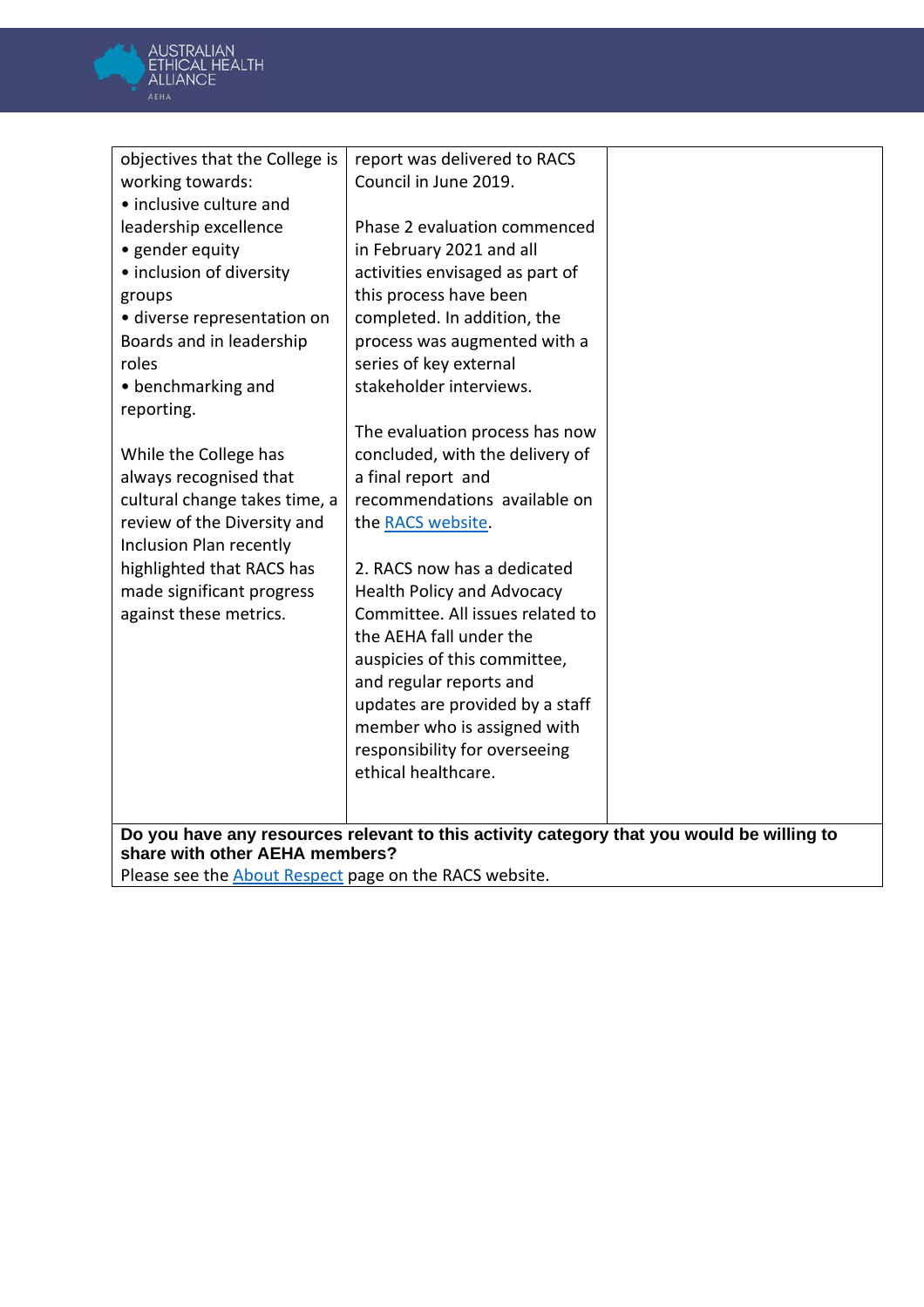| | | |
|---|---|---|
| objectives that the College is working towards:<br>• inclusive culture and leadership excellence<br>• gender equity<br>• inclusion of diversity groups<br>• diverse representation on Boards and in leadership roles<br>• benchmarking and reporting.<br><br>While the College has always recognised that cultural change takes time, a review of the Diversity and Inclusion Plan recently highlighted that RACS has made significant progress against these metrics. | report was delivered to RACS Council in June 2019.<br><br>Phase 2 evaluation commenced in February 2021 and all activities envisaged as part of this process have been completed. In addition, the process was augmented with a series of key external stakeholder interviews.<br><br>The evaluation process has now concluded, with the delivery of a final report and recommendations available on the [RACS website](#).<br><br>2. RACS now has a dedicated Health Policy and Advocacy Committee. All issues related to the AEHA fall under the auspicies of this committee, and regular reports and updates are provided by a staff member who is assigned with responsibility for overseeing ethical healthcare. | |

**Do you have any resources relevant to this activity category that you would be willing to share with other AEHA members?**

Please see the [About Respect](#) page on the RACS website.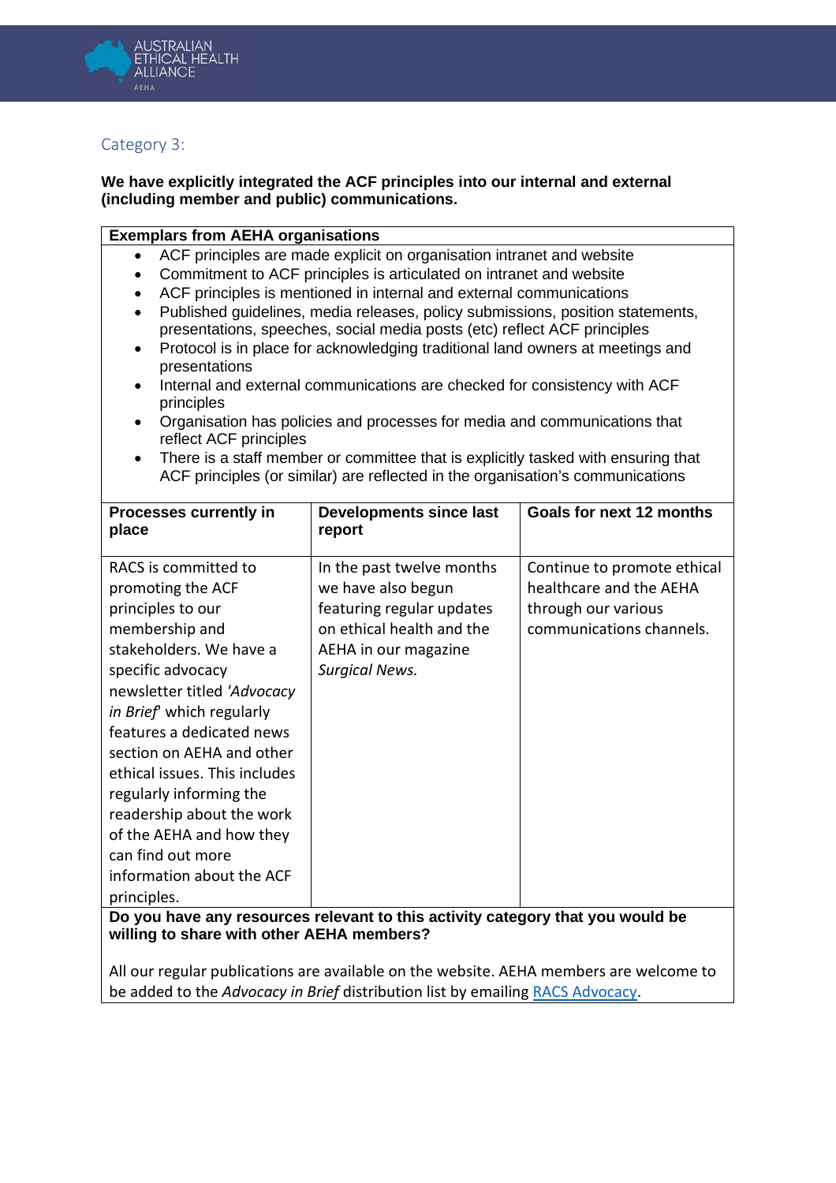## Category 3:

**We have explicitly integrated the ACF principles into our internal and external (including member and public) communications.**

**Exemplars from AEHA organisations**

- ACF principles are made explicit on organisation intranet and website
- Commitment to ACF principles is articulated on intranet and website
- ACF principles is mentioned in internal and external communications
- Published guidelines, media releases, policy submissions, position statements, presentations, speeches, social media posts (etc) reflect ACF principles
- Protocol is in place for acknowledging traditional land owners at meetings and presentations
- Internal and external communications are checked for consistency with ACF principles
- Organisation has policies and processes for media and communications that reflect ACF principles
- There is a staff member or committee that is explicitly tasked with ensuring that ACF principles (or similar) are reflected in the organisation's communications

| Processes currently in place | Developments since last report | Goals for next 12 months |
|---|---|---|
| RACS is committed to promoting the ACF principles to our membership and stakeholders. We have a specific advocacy newsletter titled *'Advocacy in Brief'* which regularly features a dedicated news section on AEHA and other ethical issues. This includes regularly informing the readership about the work of the AEHA and how they can find out more information about the ACF principles. | In the past twelve months we have also begun featuring regular updates on ethical health and the AEHA in our magazine *Surgical News.* | Continue to promote ethical healthcare and the AEHA through our various communications channels. |

**Do you have any resources relevant to this activity category that you would be willing to share with other AEHA members?**

All our regular publications are available on the website. AEHA members are welcome to be added to the *Advocacy in Brief* distribution list by emailing RACS Advocacy.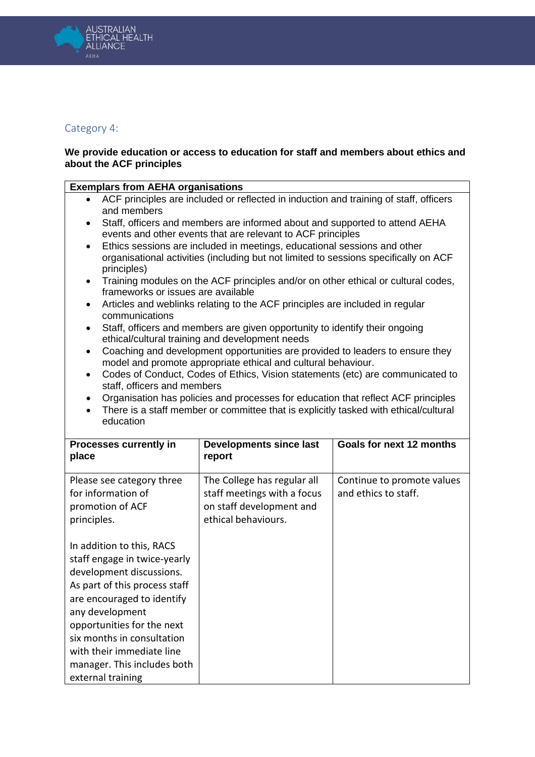## Category 4:

**We provide education or access to education for staff and members about ethics and about the ACF principles**

| **Exemplars from AEHA organisations** | | |
|---|---|---|
| • ACF principles are included or reflected in induction and training of staff, officers and members<br>• Staff, officers and members are informed about and supported to attend AEHA events and other events that are relevant to ACF principles<br>• Ethics sessions are included in meetings, educational sessions and other organisational activities (including but not limited to sessions specifically on ACF principles)<br>• Training modules on the ACF principles and/or on other ethical or cultural codes, frameworks or issues are available<br>• Articles and weblinks relating to the ACF principles are included in regular communications<br>• Staff, officers and members are given opportunity to identify their ongoing ethical/cultural training and development needs<br>• Coaching and development opportunities are provided to leaders to ensure they model and promote appropriate ethical and cultural behaviour.<br>• Codes of Conduct, Codes of Ethics, Vision statements (etc) are communicated to staff, officers and members<br>• Organisation has policies and processes for education that reflect ACF principles<br>• There is a staff member or committee that is explicitly tasked with ethical/cultural education | | |
| **Processes currently in place** | **Developments since last report** | **Goals for next 12 months** |
| Please see category three for information of promotion of ACF principles.<br><br>In addition to this, RACS staff engage in twice-yearly development discussions. As part of this process staff are encouraged to identify any development opportunities for the next six months in consultation with their immediate line manager. This includes both external training | The College has regular all staff meetings with a focus on staff development and ethical behaviours. | Continue to promote values and ethics to staff. |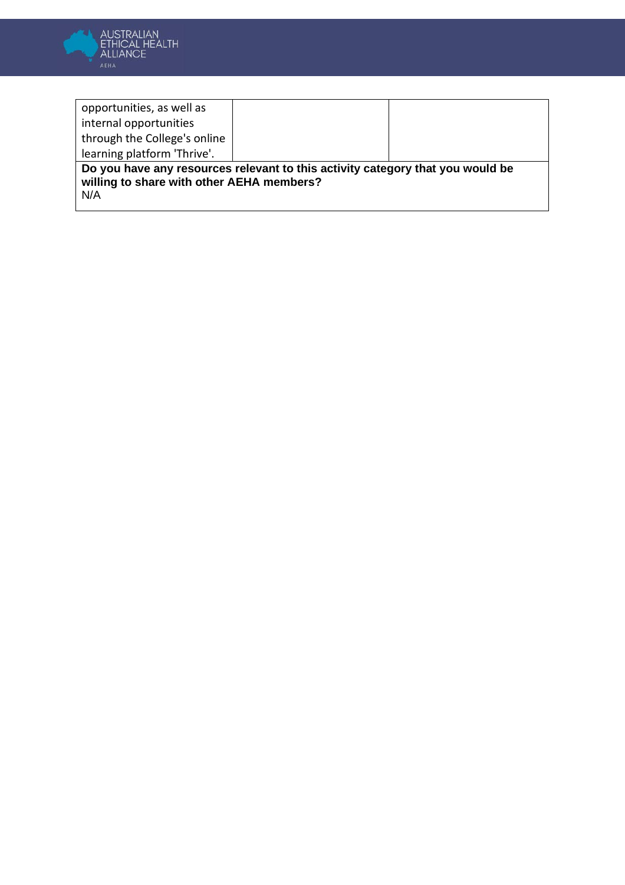| | | |
|---|---|---|
| opportunities, as well as internal opportunities through the College's online learning platform 'Thrive'. | | |

**Do you have any resources relevant to this activity category that you would be willing to share with other AEHA members?**
N/A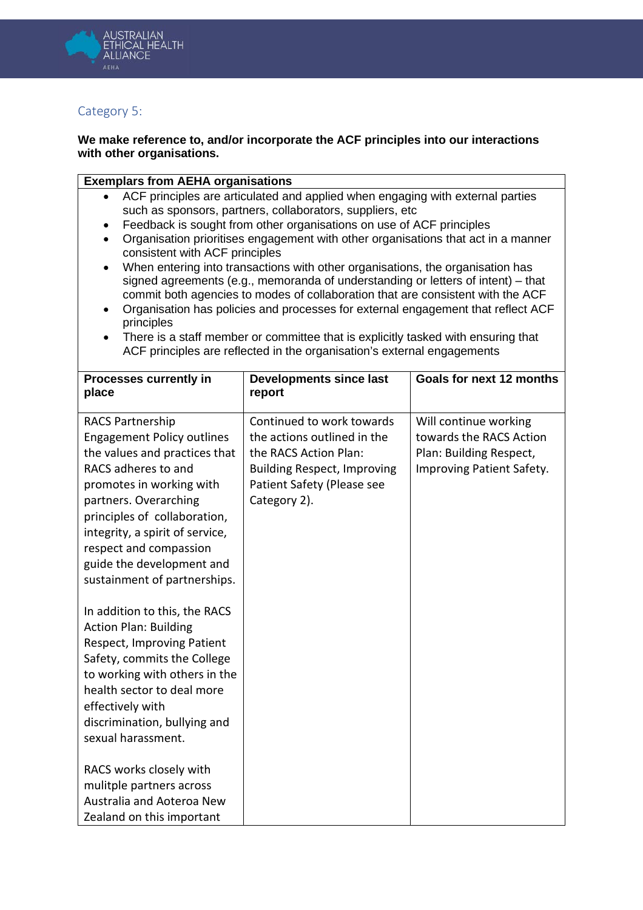## Category 5:

**We make reference to, and/or incorporate the ACF principles into our interactions with other organisations.**

| **Exemplars from AEHA organisations** | | |
|---|---|---|
| • ACF principles are articulated and applied when engaging with external parties such as sponsors, partners, collaborators, suppliers, etc<br>• Feedback is sought from other organisations on use of ACF principles<br>• Organisation prioritises engagement with other organisations that act in a manner consistent with ACF principles<br>• When entering into transactions with other organisations, the organisation has signed agreements (e.g., memoranda of understanding or letters of intent) – that commit both agencies to modes of collaboration that are consistent with the ACF<br>• Organisation has policies and processes for external engagement that reflect ACF principles<br>• There is a staff member or committee that is explicitly tasked with ensuring that ACF principles are reflected in the organisation's external engagements | | |
| **Processes currently in place** | **Developments since last report** | **Goals for next 12 months** |
| RACS Partnership Engagement Policy outlines the values and practices that RACS adheres to and promotes in working with partners. Overarching principles of collaboration, integrity, a spirit of service, respect and compassion guide the development and sustainment of partnerships.<br><br>In addition to this, the RACS Action Plan: Building Respect, Improving Patient Safety, commits the College to working with others in the health sector to deal more effectively with discrimination, bullying and sexual harassment.<br><br>RACS works closely with mulitple partners across Australia and Aoteroa New Zealand on this important | Continued to work towards the actions outlined in the the RACS Action Plan: Building Respect, Improving Patient Safety (Please see Category 2). | Will continue working towards the RACS Action Plan: Building Respect, Improving Patient Safety. |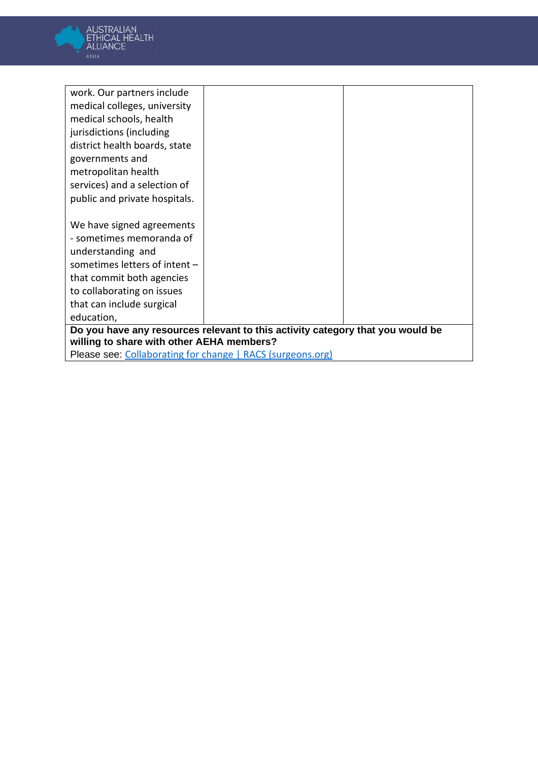| | | |
|---|---|---|
| work. Our partners include medical colleges, university medical schools, health jurisdictions (including district health boards, state governments and metropolitan health services) and a selection of public and private hospitals.<br><br>We have signed agreements - sometimes memoranda of understanding and sometimes letters of intent – that commit both agencies to collaborating on issues that can include surgical education, | | |
| **Do you have any resources relevant to this activity category that you would be willing to share with other AEHA members?**<br>Please see: [Collaborating for change \| RACS (surgeons.org)](Collaborating for change | RACS (surgeons.org)) | | |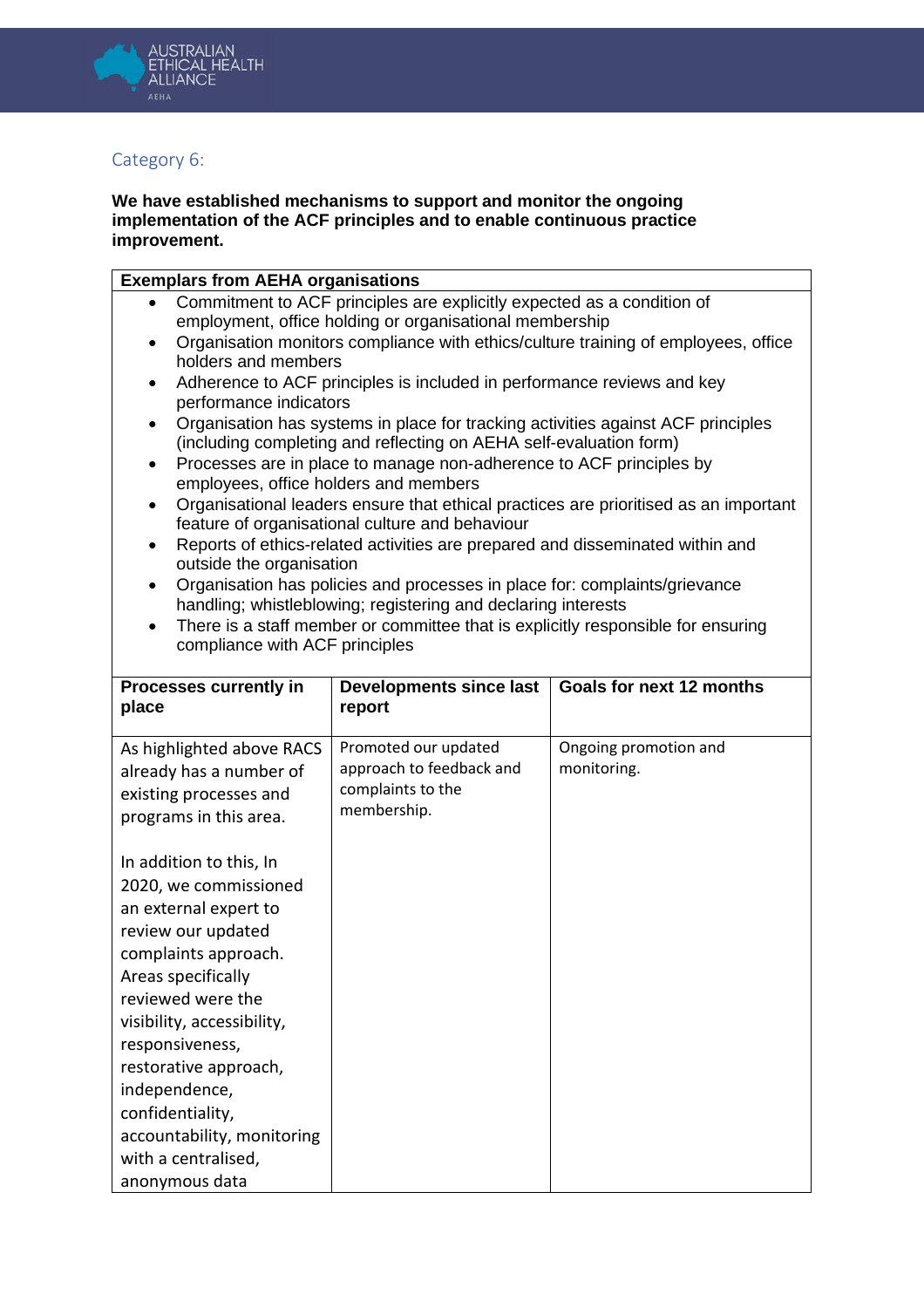## Category 6:

**We have established mechanisms to support and monitor the ongoing implementation of the ACF principles and to enable continuous practice improvement.**

| Exemplars from AEHA organisations |
|---|
| • Commitment to ACF principles are explicitly expected as a condition of employment, office holding or organisational membership<br>• Organisation monitors compliance with ethics/culture training of employees, office holders and members<br>• Adherence to ACF principles is included in performance reviews and key performance indicators<br>• Organisation has systems in place for tracking activities against ACF principles (including completing and reflecting on AEHA self-evaluation form)<br>• Processes are in place to manage non-adherence to ACF principles by employees, office holders and members<br>• Organisational leaders ensure that ethical practices are prioritised as an important feature of organisational culture and behaviour<br>• Reports of ethics-related activities are prepared and disseminated within and outside the organisation<br>• Organisation has policies and processes in place for: complaints/grievance handling; whistleblowing; registering and declaring interests<br>• There is a staff member or committee that is explicitly responsible for ensuring compliance with ACF principles |

| Processes currently in place | Developments since last report | Goals for next 12 months |
|---|---|---|
| As highlighted above RACS already has a number of existing processes and programs in this area.<br><br>In addition to this, In 2020, we commissioned an external expert to review our updated complaints approach. Areas specifically reviewed were the visibility, accessibility, responsiveness, restorative approach, independence, confidentiality, accountability, monitoring with a centralised, anonymous data | Promoted our updated approach to feedback and complaints to the membership. | Ongoing promotion and monitoring. |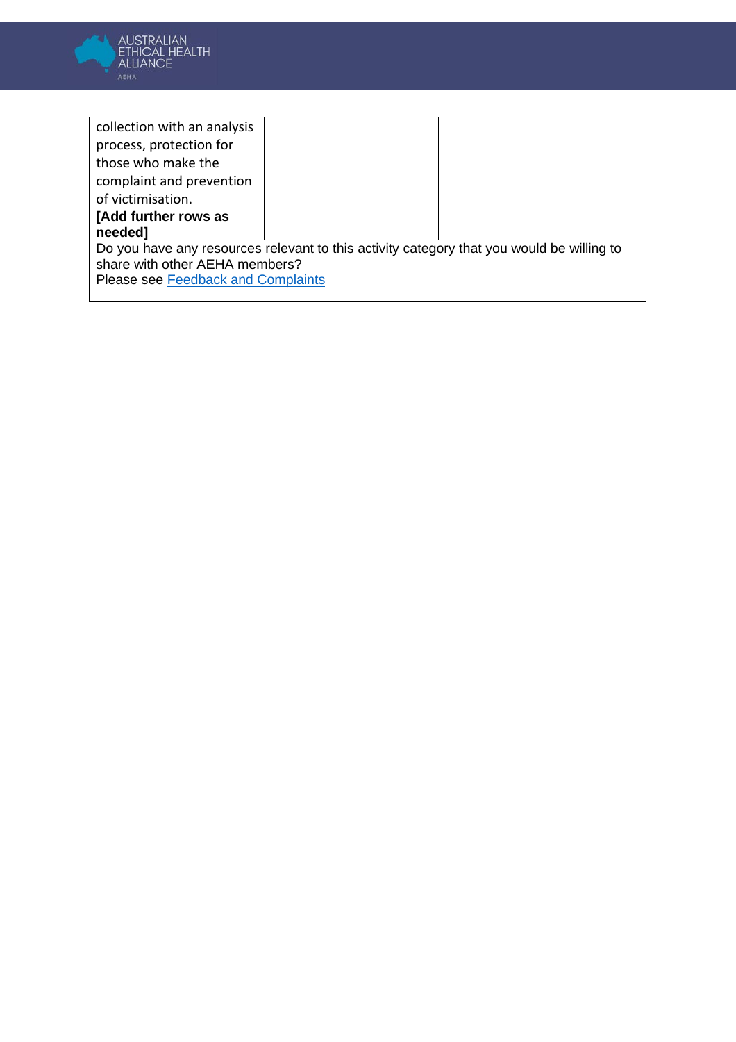| | | |
|---|---|---|
| collection with an analysis process, protection for those who make the complaint and prevention of victimisation. | | |
| **[Add further rows as needed]** | | |
| Do you have any resources relevant to this activity category that you would be willing to share with other AEHA members?<br>Please see Feedback and Complaints | | |